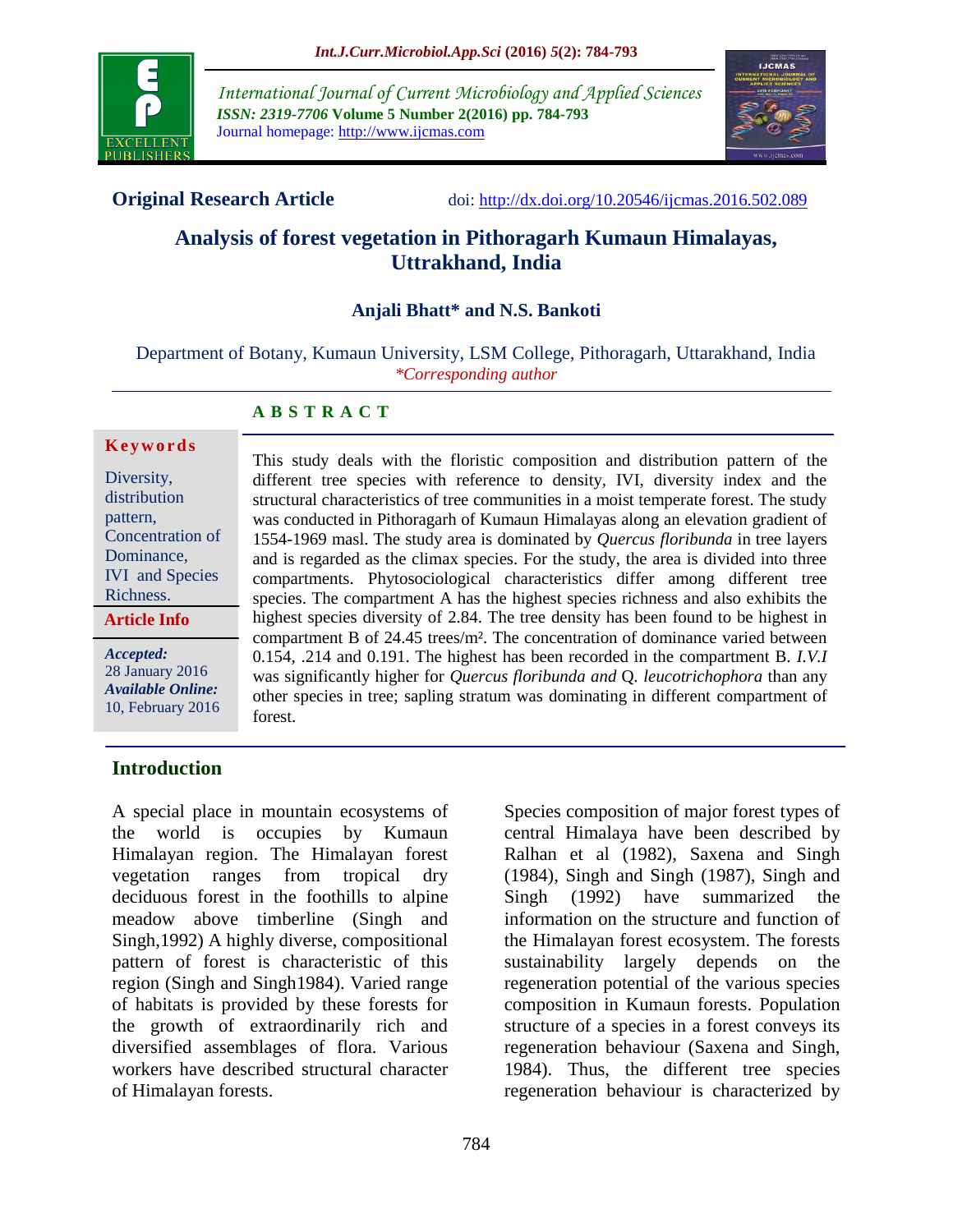**Original Research Article** doi: http://dx.doi.org/10.20546/ijcmas.2016.502.089

# Analysis of forest vegetation in Pithoragarh Kumaun Himalayas, Uttrakhand, India

**Anjali Bhatt\* and N.S. Bankoti**

Department of Botany, Kumaun University, LSM College, Pithoragarh, Uttarakhand, India

*\*Corresponding author*

## A B S T R A C T

**Keywords**

Diversity, distribution pattern, Concentration of Dominance, IVI and Species Richness.

**Article Info**

***Accepted:*** 28 January 2016

***Available Online:*** 10, February 2016

This study deals with the floristic composition and distribution pattern of the different tree species with reference to density, IVI, diversity index and the structural characteristics of tree communities in a moist temperate forest. The study was conducted in Pithoragarh of Kumaun Himalayas along an elevation gradient of 1554-1969 masl. The study area is dominated by *Quercus floribunda* in tree layers and is regarded as the climax species. For the study, the area is divided into three compartments. Phytosociological characteristics differ among different tree species. The compartment A has the highest species richness and also exhibits the highest species diversity of 2.84. The tree density has been found to be highest in compartment B of 24.45 trees/m². The concentration of dominance varied between 0.154, .214 and 0.191. The highest has been recorded in the compartment B. *I.V.I* was significantly higher for *Quercus floribunda and* Q. *leucotrichophora* than any other species in tree; sapling stratum was dominating in different compartment of forest.

## Introduction

A special place in mountain ecosystems of the world is occupies by Kumaun Himalayan region. The Himalayan forest vegetation ranges from tropical dry deciduous forest in the foothills to alpine meadow above timberline (Singh and Singh,1992) A highly diverse, compositional pattern of forest is characteristic of this region (Singh and Singh1984). Varied range of habitats is provided by these forests for the growth of extraordinarily rich and diversified assemblages of flora. Various workers have described structural character of Himalayan forests.

Species composition of major forest types of central Himalaya have been described by Ralhan et al (1982), Saxena and Singh (1984), Singh and Singh (1987), Singh and Singh (1992) have summarized the information on the structure and function of the Himalayan forest ecosystem. The forests sustainability largely depends on the regeneration potential of the various species composition in Kumaun forests. Population structure of a species in a forest conveys its regeneration behaviour (Saxena and Singh, 1984). Thus, the different tree species regeneration behaviour is characterized by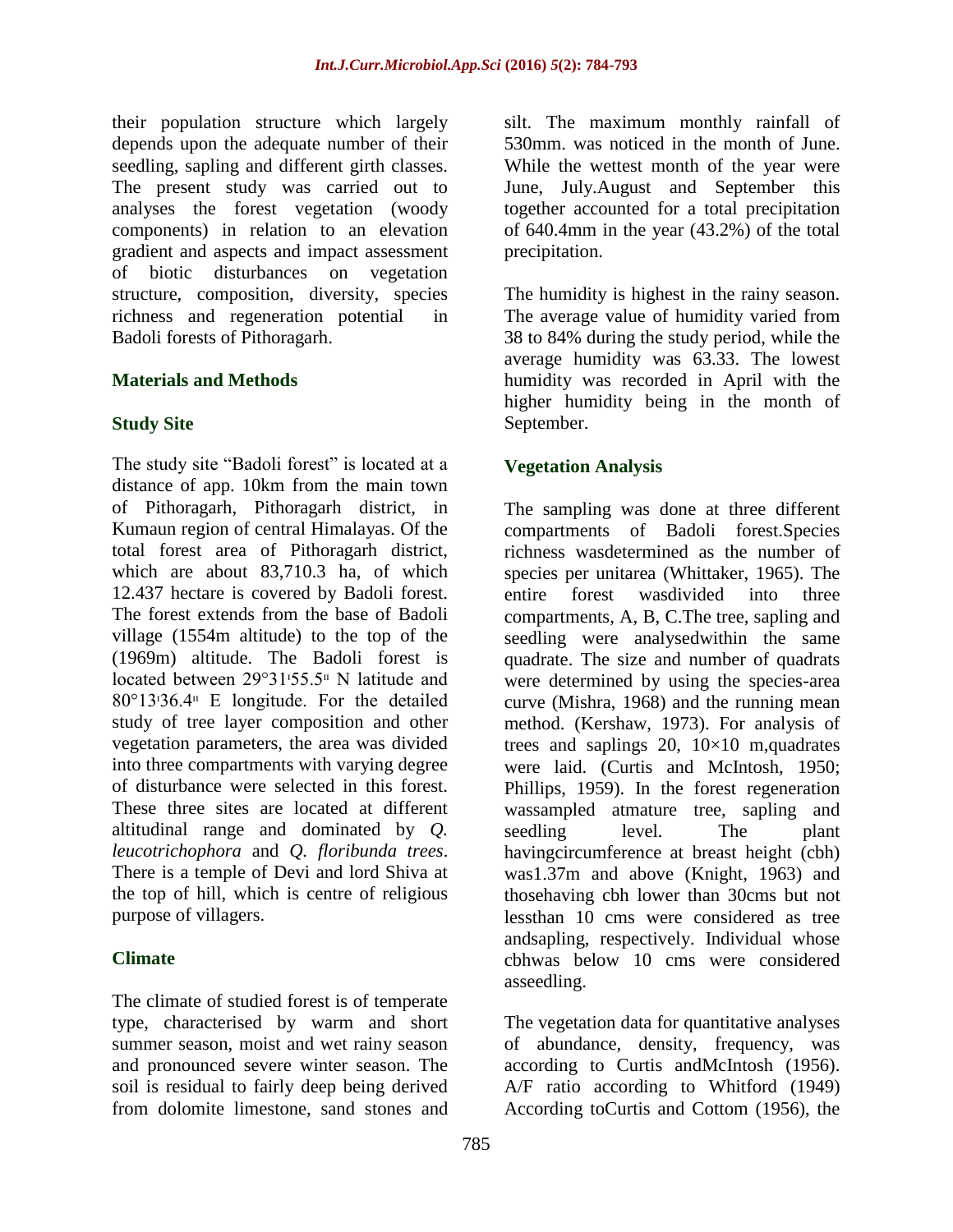their population structure which largely depends upon the adequate number of their seedling, sapling and different girth classes. The present study was carried out to analyses the forest vegetation (woody components) in relation to an elevation gradient and aspects and impact assessment of biotic disturbances on vegetation structure, composition, diversity, species richness and regeneration potential in Badoli forests of Pithoragarh.

## Materials and Methods

### Study Site

The study site "Badoli forest" is located at a distance of app. 10km from the main town of Pithoragarh, Pithoragarh district, in Kumaun region of central Himalayas. Of the total forest area of Pithoragarh district, which are about 83,710.3 ha, of which 12.437 hectare is covered by Badoli forest. The forest extends from the base of Badoli village (1554m altitude) to the top of the (1969m) altitude. The Badoli forest is located between 29°31'55.5" N latitude and 80°13'36.4" E longitude. For the detailed study of tree layer composition and other vegetation parameters, the area was divided into three compartments with varying degree of disturbance were selected in this forest. These three sites are located at different altitudinal range and dominated by *Q. leucotrichophora* and *Q. floribunda trees*. There is a temple of Devi and lord Shiva at the top of hill, which is centre of religious purpose of villagers.

### Climate

The climate of studied forest is of temperate type, characterised by warm and short summer season, moist and wet rainy season and pronounced severe winter season. The soil is residual to fairly deep being derived from dolomite limestone, sand stones and silt. The maximum monthly rainfall of 530mm. was noticed in the month of June. While the wettest month of the year were June, July.August and September this together accounted for a total precipitation of 640.4mm in the year (43.2%) of the total precipitation.

The humidity is highest in the rainy season. The average value of humidity varied from 38 to 84% during the study period, while the average humidity was 63.33. The lowest humidity was recorded in April with the higher humidity being in the month of September.

### Vegetation Analysis

The sampling was done at three different compartments of Badoli forest.Species richness wasdetermined as the number of species per unitarea (Whittaker, 1965). The entire forest wasdivided into three compartments, A, B, C.The tree, sapling and seedling were analysedwithin the same quadrate. The size and number of quadrats were determined by using the species-area curve (Mishra, 1968) and the running mean method. (Kershaw, 1973). For analysis of trees and saplings 20, 10×10 m,quadrates were laid. (Curtis and McIntosh, 1950; Phillips, 1959). In the forest regeneration wassampled atmature tree, sapling and seedling level. The plant havingcircumference at breast height (cbh) was1.37m and above (Knight, 1963) and thosehaving cbh lower than 30cms but not lessthan 10 cms were considered as tree andsapling, respectively. Individual whose cbhwas below 10 cms were considered asseedling.

The vegetation data for quantitative analyses of abundance, density, frequency, was according to Curtis andMcIntosh (1956). A/F ratio according to Whitford (1949) According toCurtis and Cottom (1956), the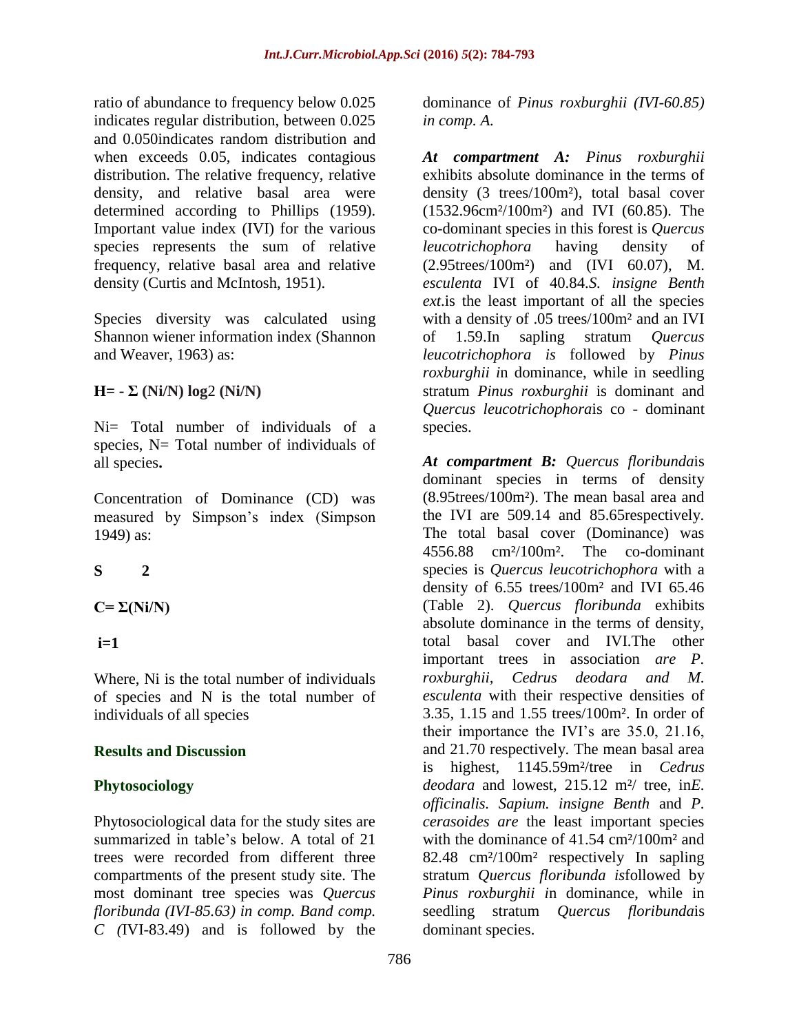ratio of abundance to frequency below 0.025 indicates regular distribution, between 0.025 and 0.050indicates random distribution and when exceeds 0.05, indicates contagious distribution. The relative frequency, relative density, and relative basal area were determined according to Phillips (1959). Important value index (IVI) for the various species represents the sum of relative frequency, relative basal area and relative density (Curtis and McIntosh, 1951).

Species diversity was calculated using Shannon wiener information index (Shannon and Weaver, 1963) as:

$$H = - \Sigma \, (Ni/N) \log_2 (Ni/N)$$

Ni= Total number of individuals of a species, N= Total number of individuals of all species**.**

Concentration of Dominance (CD) was measured by Simpson's index (Simpson 1949) as:

$$C = \sum_{i=1}^{S} (Ni/N)^2$$

Where, Ni is the total number of individuals of species and N is the total number of individuals of all species

## Results and Discussion

### Phytosociology

Phytosociological data for the study sites are summarized in table's below. A total of 21 trees were recorded from different three compartments of the present study site. The most dominant tree species was *Quercus floribunda (IVI-85.63) in comp. B*and *comp. C (*IVI-83.49) and is followed by the dominance of *Pinus roxburghii (IVI-60.85) in comp. A.*

***At compartment A:*** *Pinus roxburghii* exhibits absolute dominance in the terms of density (3 trees/100m²), total basal cover (1532.96cm²/100m²) and IVI (60.85). The co-dominant species in this forest is *Quercus leucotrichophora* having density of (2.95trees/100m²) and (IVI 60.07), *M. esculenta* IVI of 40.84.*S. insigne Benth ext.*is the least important of all the species with a density of .05 trees/100m² and an IVI of 1.59.In sapling stratum *Quercus leucotrichophora is* followed by *Pinus roxburghii i*n dominance, while in seedling stratum *Pinus roxburghii* is dominant and *Quercus leucotrichophora*is co - dominant species.

***At compartment B:*** *Quercus floribunda*is dominant species in terms of density (8.95trees/100m²). The mean basal area and the IVI are 509.14 and 85.65respectively. The total basal cover (Dominance) was 4556.88 cm²/100m². The co-dominant species is *Quercus leucotrichophora* with a density of 6.55 trees/100m² and IVI 65.46 (Table 2). *Quercus floribunda* exhibits absolute dominance in the terms of density, total basal cover and IVI.The other important trees in association *are P. roxburghii, Cedrus deodara and M. esculenta* with their respective densities of 3.35, 1.15 and 1.55 trees/100m². In order of their importance the IVI's are 35.0, 21.16, and 21.70 respectively. The mean basal area is highest, 1145.59m²/tree in *Cedrus deodara* and lowest, 215.12 m²/ tree, in*E. officinalis. Sapium. insigne Benth* and *P. cerasoides are* the least important species with the dominance of 41.54 cm²/100m² and 82.48 cm²/100m² respectively In sapling stratum *Quercus floribunda is*followed by *Pinus roxburghii i*n dominance, while in seedling stratum *Quercus floribunda*is dominant species.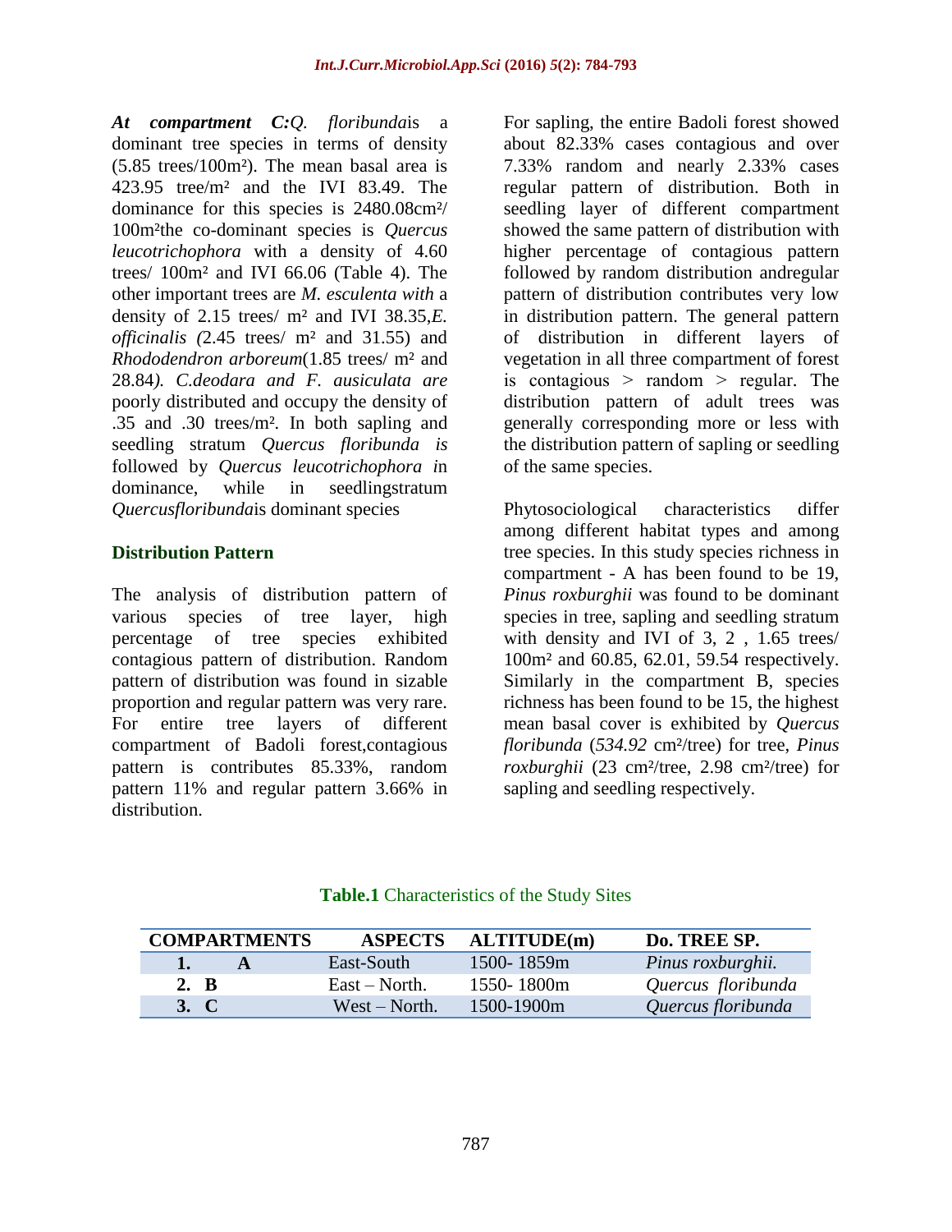***At compartment C:****Q. floribunda*is a dominant tree species in terms of density (5.85 trees/100m²). The mean basal area is 423.95 tree/m² and the IVI 83.49. The dominance for this species is 2480.08cm²/ 100m²the co-dominant species is *Quercus leucotrichophora* with a density of 4.60 trees/ 100m² and IVI 66.06 (Table 4). The other important trees are *M. esculenta with* a density of 2.15 trees/ m² and IVI 38.35,*E. officinalis (*2.45 trees/ m² and 31.55) and *Rhododendron arboreum*(1.85 trees/ m² and 28.84*). C.deodara and F. ausiculata are* poorly distributed and occupy the density of .35 and .30 trees/m². In both sapling and seedling stratum *Quercus floribunda is* followed by *Quercus leucotrichophora i*n dominance, while in seedlingstratum *Quercusfloribunda*is dominant species

### Distribution Pattern

The analysis of distribution pattern of various species of tree layer, high percentage of tree species exhibited contagious pattern of distribution. Random pattern of distribution was found in sizable proportion and regular pattern was very rare. For entire tree layers of different compartment of Badoli forest,contagious pattern is contributes 85.33%, random pattern 11% and regular pattern 3.66% in distribution.

For sapling, the entire Badoli forest showed about 82.33% cases contagious and over 7.33% random and nearly 2.33% cases regular pattern of distribution. Both in seedling layer of different compartment showed the same pattern of distribution with higher percentage of contagious pattern followed by random distribution andregular pattern of distribution contributes very low in distribution pattern. The general pattern of distribution in different layers of vegetation in all three compartment of forest is contagious > random > regular. The distribution pattern of adult trees was generally corresponding more or less with the distribution pattern of sapling or seedling of the same species.

Phytosociological characteristics differ among different habitat types and among tree species. In this study species richness in compartment - A has been found to be 19, *Pinus roxburghii* was found to be dominant species in tree, sapling and seedling stratum with density and IVI of 3, 2 , 1.65 trees/ 100m² and 60.85, 62.01, 59.54 respectively. Similarly in the compartment B, species richness has been found to be 15, the highest mean basal cover is exhibited by *Quercus floribunda* (*534.92* cm²/tree) for tree, *Pinus roxburghii* (23 cm²/tree, 2.98 cm²/tree) for sapling and seedling respectively.

**Table.1** Characteristics of the Study Sites

| COMPARTMENTS | ASPECTS | ALTITUDE(m) | Do. TREE SP. |
|---|---|---|---|
| 1. A | East-South | 1500- 1859m | *Pinus roxburghii.* |
| 2. B | East – North. | 1550- 1800m | *Quercus floribunda* |
| 3. C | West – North. | 1500-1900m | *Quercus floribunda* |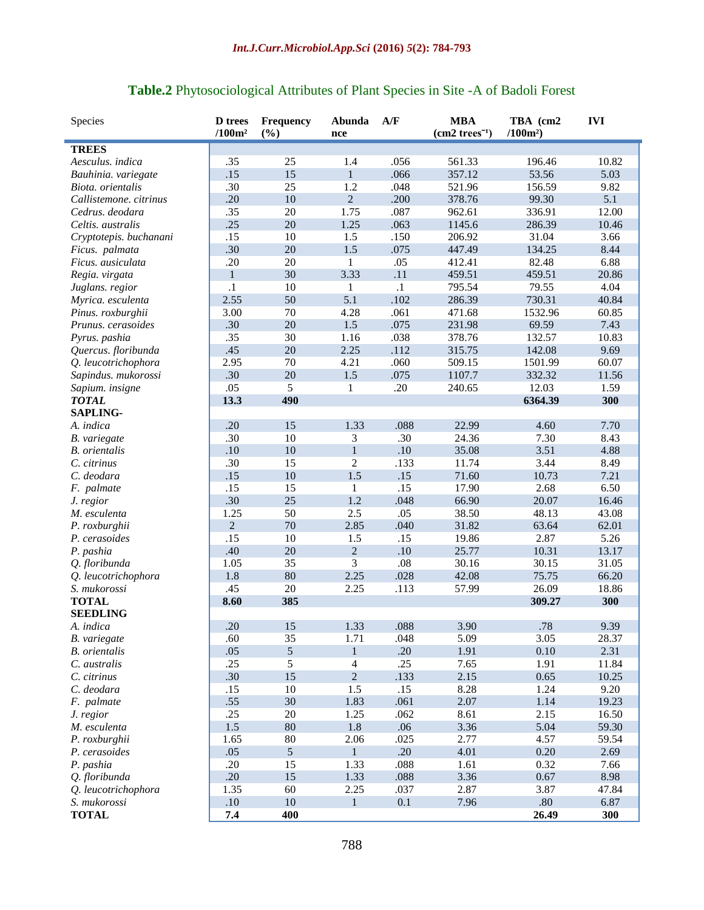**Table.2** Phytosociological Attributes of Plant Species in Site -A of Badoli Forest

| Species | D trees /100m² | Frequency (%) | Abundance | A/F | MBA (cm2 trees⁻¹) | TBA (cm2 /100m²) | IVI |
|---|---|---|---|---|---|---|---|
| **TREES** | | | | | | | |
| *Aesculus. indica* | .35 | 25 | 1.4 | .056 | 561.33 | 196.46 | 10.82 |
| *Bauhinia. variegate* | .15 | 15 | 1 | .066 | 357.12 | 53.56 | 5.03 |
| *Biota. orientalis* | .30 | 25 | 1.2 | .048 | 521.96 | 156.59 | 9.82 |
| *Callistemone. citrinus* | .20 | 10 | 2 | .200 | 378.76 | 99.30 | 5.1 |
| *Cedrus. deodara* | .35 | 20 | 1.75 | .087 | 962.61 | 336.91 | 12.00 |
| *Celtis. australis* | .25 | 20 | 1.25 | .063 | 1145.6 | 286.39 | 10.46 |
| *Cryptotepis. buchanani* | .15 | 10 | 1.5 | .150 | 206.92 | 31.04 | 3.66 |
| *Ficus. palmata* | .30 | 20 | 1.5 | .075 | 447.49 | 134.25 | 8.44 |
| *Ficus. ausiculata* | .20 | 20 | 1 | .05 | 412.41 | 82.48 | 6.88 |
| *Regia. virgata* | 1 | 30 | 3.33 | .11 | 459.51 | 459.51 | 20.86 |
| *Juglans. regior* | .1 | 10 | 1 | .1 | 795.54 | 79.55 | 4.04 |
| *Myrica. esculenta* | 2.55 | 50 | 5.1 | .102 | 286.39 | 730.31 | 40.84 |
| *Pinus. roxburghii* | 3.00 | 70 | 4.28 | .061 | 471.68 | 1532.96 | 60.85 |
| *Prunus. cerasoides* | .30 | 20 | 1.5 | .075 | 231.98 | 69.59 | 7.43 |
| *Pyrus. pashia* | .35 | 30 | 1.16 | .038 | 378.76 | 132.57 | 10.83 |
| *Quercus. floribunda* | .45 | 20 | 2.25 | .112 | 315.75 | 142.08 | 9.69 |
| *Q. leucotrichophora* | 2.95 | 70 | 4.21 | .060 | 509.15 | 1501.99 | 60.07 |
| *Sapindus. mukorossi* | .30 | 20 | 1.5 | .075 | 1107.7 | 332.32 | 11.56 |
| *Sapium. insigne* | .05 | 5 | 1 | .20 | 240.65 | 12.03 | 1.59 |
| ***TOTAL*** | **13.3** | **490** | | | | **6364.39** | **300** |
| **SAPLING-** | | | | | | | |
| *A. indica* | .20 | 15 | 1.33 | .088 | 22.99 | 4.60 | 7.70 |
| *B. variegate* | .30 | 10 | 3 | .30 | 24.36 | 7.30 | 8.43 |
| *B. orientalis* | .10 | 10 | 1 | .10 | 35.08 | 3.51 | 4.88 |
| *C. citrinus* | .30 | 15 | 2 | .133 | 11.74 | 3.44 | 8.49 |
| *C. deodara* | .15 | 10 | 1.5 | .15 | 71.60 | 10.73 | 7.21 |
| *F. palmate* | .15 | 15 | 1 | .15 | 17.90 | 2.68 | 6.50 |
| *J. regior* | .30 | 25 | 1.2 | .048 | 66.90 | 20.07 | 16.46 |
| *M. esculenta* | 1.25 | 50 | 2.5 | .05 | 38.50 | 48.13 | 43.08 |
| *P. roxburghii* | 2 | 70 | 2.85 | .040 | 31.82 | 63.64 | 62.01 |
| *P. cerasoides* | .15 | 10 | 1.5 | .15 | 19.86 | 2.87 | 5.26 |
| *P. pashia* | .40 | 20 | 2 | .10 | 25.77 | 10.31 | 13.17 |
| *Q. floribunda* | 1.05 | 35 | 3 | .08 | 30.16 | 30.15 | 31.05 |
| *Q. leucotrichophora* | 1.8 | 80 | 2.25 | .028 | 42.08 | 75.75 | 66.20 |
| *S. mukorossi* | .45 | 20 | 2.25 | .113 | 57.99 | 26.09 | 18.86 |
| **TOTAL** | **8.60** | **385** | | | | **309.27** | **300** |
| **SEEDLING** | | | | | | | |
| *A. indica* | .20 | 15 | 1.33 | .088 | 3.90 | .78 | 9.39 |
| *B. variegate* | .60 | 35 | 1.71 | .048 | 5.09 | 3.05 | 28.37 |
| *B. orientalis* | .05 | 5 | 1 | .20 | 1.91 | 0.10 | 2.31 |
| *C. australis* | .25 | 5 | 4 | .25 | 7.65 | 1.91 | 11.84 |
| *C. citrinus* | .30 | 15 | 2 | .133 | 2.15 | 0.65 | 10.25 |
| *C. deodara* | .15 | 10 | 1.5 | .15 | 8.28 | 1.24 | 9.20 |
| *F. palmate* | .55 | 30 | 1.83 | .061 | 2.07 | 1.14 | 19.23 |
| *J. regior* | .25 | 20 | 1.25 | .062 | 8.61 | 2.15 | 16.50 |
| *M. esculenta* | 1.5 | 80 | 1.8 | .06 | 3.36 | 5.04 | 59.30 |
| *P. roxburghii* | 1.65 | 80 | 2.06 | .025 | 2.77 | 4.57 | 59.54 |
| *P. cerasoides* | .05 | 5 | 1 | .20 | 4.01 | 0.20 | 2.69 |
| *P. pashia* | .20 | 15 | 1.33 | .088 | 1.61 | 0.32 | 7.66 |
| *Q. floribunda* | .20 | 15 | 1.33 | .088 | 3.36 | 0.67 | 8.98 |
| *Q. leucotrichophora* | 1.35 | 60 | 2.25 | .037 | 2.87 | 3.87 | 47.84 |
| *S. mukorossi* | .10 | 10 | 1 | 0.1 | 7.96 | .80 | 6.87 |
| **TOTAL** | **7.4** | **400** | | | | **26.49** | **300** |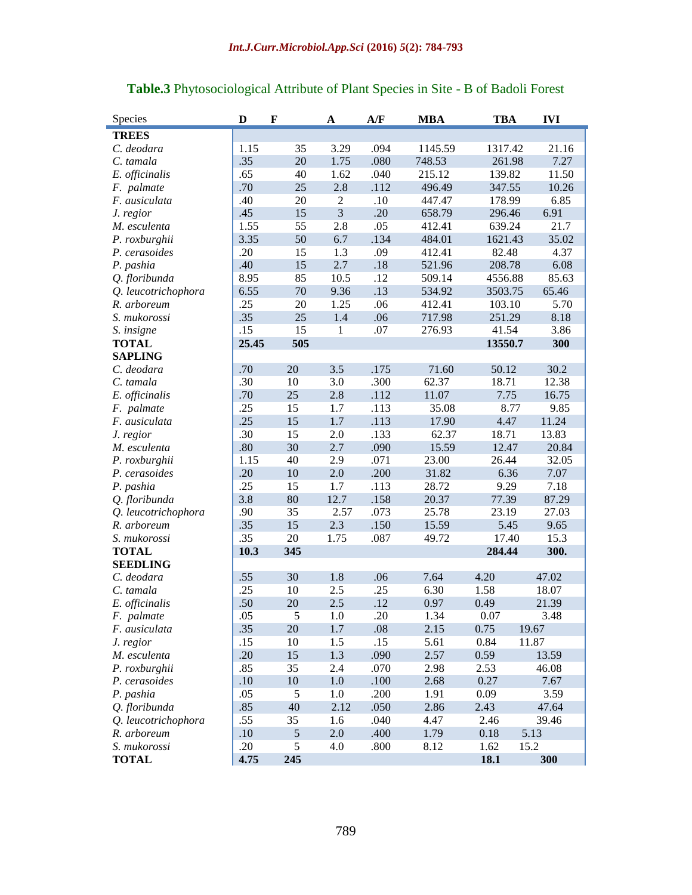**Table.3** Phytosociological Attribute of Plant Species in Site - B of Badoli Forest

| Species | D | F | A | A/F | MBA | TBA | IVI |
|---|---|---|---|---|---|---|---|
| **TREES** | | | | | | | |
| *C. deodara* | 1.15 | 35 | 3.29 | .094 | 1145.59 | 1317.42 | 21.16 |
| *C. tamala* | .35 | 20 | 1.75 | .080 | 748.53 | 261.98 | 7.27 |
| *E. officinalis* | .65 | 40 | 1.62 | .040 | 215.12 | 139.82 | 11.50 |
| *F. palmate* | .70 | 25 | 2.8 | .112 | 496.49 | 347.55 | 10.26 |
| *F. ausiculata* | .40 | 20 | 2 | .10 | 447.47 | 178.99 | 6.85 |
| *J. regior* | .45 | 15 | 3 | .20 | 658.79 | 296.46 | 6.91 |
| *M. esculenta* | 1.55 | 55 | 2.8 | .05 | 412.41 | 639.24 | 21.7 |
| *P. roxburghii* | 3.35 | 50 | 6.7 | .134 | 484.01 | 1621.43 | 35.02 |
| *P. cerasoides* | .20 | 15 | 1.3 | .09 | 412.41 | 82.48 | 4.37 |
| *P. pashia* | .40 | 15 | 2.7 | .18 | 521.96 | 208.78 | 6.08 |
| *Q. floribunda* | 8.95 | 85 | 10.5 | .12 | 509.14 | 4556.88 | 85.63 |
| *Q. leucotrichophora* | 6.55 | 70 | 9.36 | .13 | 534.92 | 3503.75 | 65.46 |
| *R. arboreum* | .25 | 20 | 1.25 | .06 | 412.41 | 103.10 | 5.70 |
| *S. mukorossi* | .35 | 25 | 1.4 | .06 | 717.98 | 251.29 | 8.18 |
| *S. insigne* | .15 | 15 | 1 | .07 | 276.93 | 41.54 | 3.86 |
| **TOTAL** | **25.45** | **505** | | | | **13550.7** | **300** |
| **SAPLING** | | | | | | | |
| *C. deodara* | .70 | 20 | 3.5 | .175 | 71.60 | 50.12 | 30.2 |
| *C. tamala* | .30 | 10 | 3.0 | .300 | 62.37 | 18.71 | 12.38 |
| *E. officinalis* | .70 | 25 | 2.8 | .112 | 11.07 | 7.75 | 16.75 |
| *F. palmate* | .25 | 15 | 1.7 | .113 | 35.08 | 8.77 | 9.85 |
| *F. ausiculata* | .25 | 15 | 1.7 | .113 | 17.90 | 4.47 | 11.24 |
| *J. regior* | .30 | 15 | 2.0 | .133 | 62.37 | 18.71 | 13.83 |
| *M. esculenta* | .80 | 30 | 2.7 | .090 | 15.59 | 12.47 | 20.84 |
| *P. roxburghii* | 1.15 | 40 | 2.9 | .071 | 23.00 | 26.44 | 32.05 |
| *P. cerasoides* | .20 | 10 | 2.0 | .200 | 31.82 | 6.36 | 7.07 |
| *P. pashia* | .25 | 15 | 1.7 | .113 | 28.72 | 9.29 | 7.18 |
| *Q. floribunda* | 3.8 | 80 | 12.7 | .158 | 20.37 | 77.39 | 87.29 |
| *Q. leucotrichophora* | .90 | 35 | 2.57 | .073 | 25.78 | 23.19 | 27.03 |
| *R. arboreum* | .35 | 15 | 2.3 | .150 | 15.59 | 5.45 | 9.65 |
| *S. mukorossi* | .35 | 20 | 1.75 | .087 | 49.72 | 17.40 | 15.3 |
| **TOTAL** | **10.3** | **345** | | | | **284.44** | **300.** |
| **SEEDLING** | | | | | | | |
| *C. deodara* | .55 | 30 | 1.8 | .06 | 7.64 | 4.20 | 47.02 |
| *C. tamala* | .25 | 10 | 2.5 | .25 | 6.30 | 1.58 | 18.07 |
| *E. officinalis* | .50 | 20 | 2.5 | .12 | 0.97 | 0.49 | 21.39 |
| *F. palmate* | .05 | 5 | 1.0 | .20 | 1.34 | 0.07 | 3.48 |
| *F. ausiculata* | .35 | 20 | 1.7 | .08 | 2.15 | 0.75 | 19.67 |
| *J. regior* | .15 | 10 | 1.5 | .15 | 5.61 | 0.84 | 11.87 |
| *M. esculenta* | .20 | 15 | 1.3 | .090 | 2.57 | 0.59 | 13.59 |
| *P. roxburghii* | .85 | 35 | 2.4 | .070 | 2.98 | 2.53 | 46.08 |
| *P. cerasoides* | .10 | 10 | 1.0 | .100 | 2.68 | 0.27 | 7.67 |
| *P. pashia* | .05 | 5 | 1.0 | .200 | 1.91 | 0.09 | 3.59 |
| *Q. floribunda* | .85 | 40 | 2.12 | .050 | 2.86 | 2.43 | 47.64 |
| *Q. leucotrichophora* | .55 | 35 | 1.6 | .040 | 4.47 | 2.46 | 39.46 |
| *R. arboreum* | .10 | 5 | 2.0 | .400 | 1.79 | 0.18 | 5.13 |
| *S. mukorossi* | .20 | 5 | 4.0 | .800 | 8.12 | 1.62 | 15.2 |
| **TOTAL** | **4.75** | **245** | | | | **18.1** | **300** |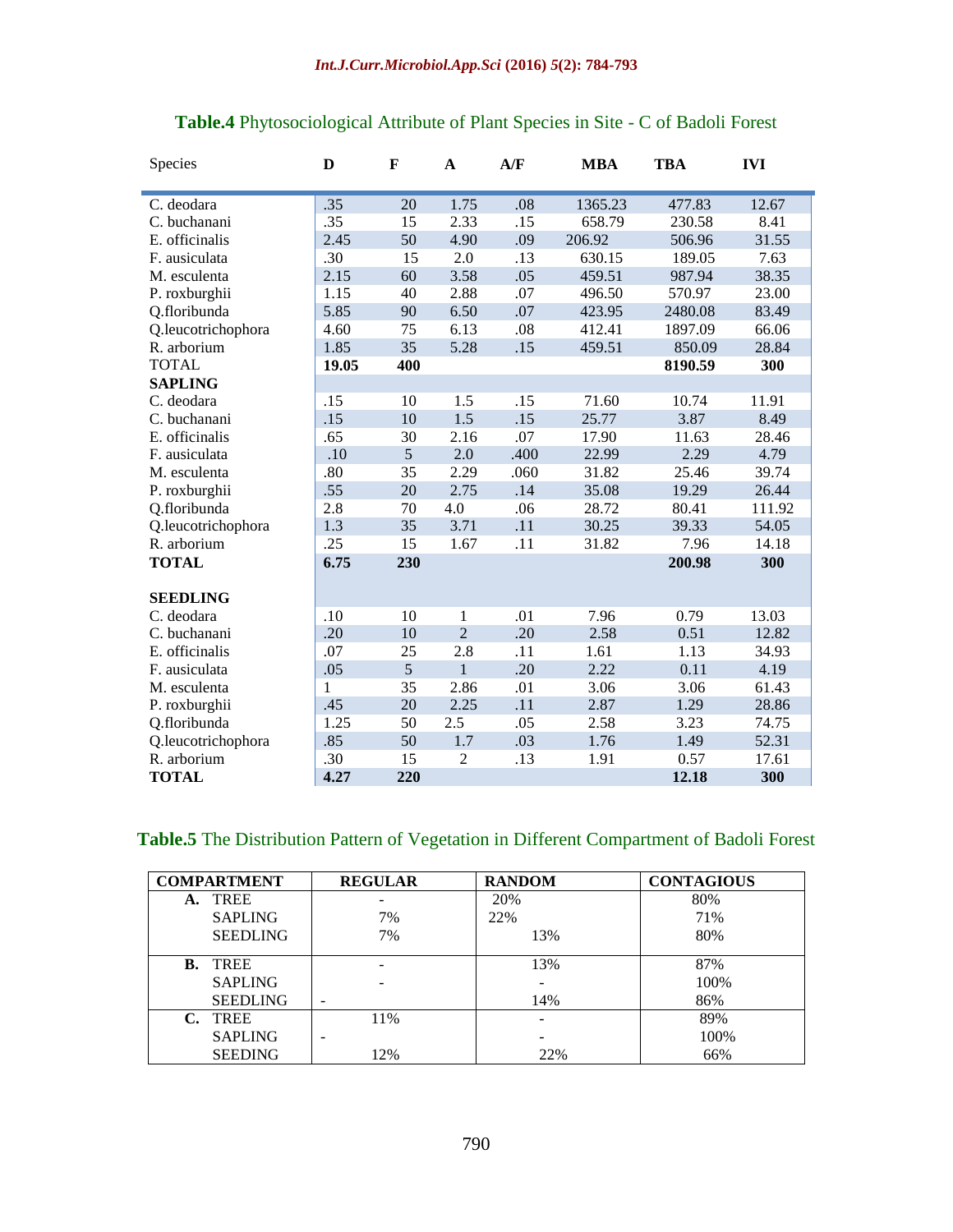**Table.4** Phytosociological Attribute of Plant Species in Site - C of Badoli Forest

| Species | D | F | A | A/F | MBA | TBA | IVI |
|---|---|---|---|---|---|---|---|
| C. deodara | .35 | 20 | 1.75 | .08 | 1365.23 | 477.83 | 12.67 |
| C. buchanani | .35 | 15 | 2.33 | .15 | 658.79 | 230.58 | 8.41 |
| E. officinalis | 2.45 | 50 | 4.90 | .09 | 206.92 | 506.96 | 31.55 |
| F. ausiculata | .30 | 15 | 2.0 | .13 | 630.15 | 189.05 | 7.63 |
| M. esculenta | 2.15 | 60 | 3.58 | .05 | 459.51 | 987.94 | 38.35 |
| P. roxburghii | 1.15 | 40 | 2.88 | .07 | 496.50 | 570.97 | 23.00 |
| Q.floribunda | 5.85 | 90 | 6.50 | .07 | 423.95 | 2480.08 | 83.49 |
| Q.leucotrichophora | 4.60 | 75 | 6.13 | .08 | 412.41 | 1897.09 | 66.06 |
| R. arborium | 1.85 | 35 | 5.28 | .15 | 459.51 | 850.09 | 28.84 |
| TOTAL | **19.05** | **400** | | | | **8190.59** | **300** |
| **SAPLING** | | | | | | | |
| C. deodara | .15 | 10 | 1.5 | .15 | 71.60 | 10.74 | 11.91 |
| C. buchanani | .15 | 10 | 1.5 | .15 | 25.77 | 3.87 | 8.49 |
| E. officinalis | .65 | 30 | 2.16 | .07 | 17.90 | 11.63 | 28.46 |
| F. ausiculata | .10 | 5 | 2.0 | .400 | 22.99 | 2.29 | 4.79 |
| M. esculenta | .80 | 35 | 2.29 | .060 | 31.82 | 25.46 | 39.74 |
| P. roxburghii | .55 | 20 | 2.75 | .14 | 35.08 | 19.29 | 26.44 |
| Q.floribunda | 2.8 | 70 | 4.0 | .06 | 28.72 | 80.41 | 111.92 |
| Q.leucotrichophora | 1.3 | 35 | 3.71 | .11 | 30.25 | 39.33 | 54.05 |
| R. arborium | .25 | 15 | 1.67 | .11 | 31.82 | 7.96 | 14.18 |
| **TOTAL** | **6.75** | **230** | | | | **200.98** | **300** |
| **SEEDLING** | | | | | | | |
| C. deodara | .10 | 10 | 1 | .01 | 7.96 | 0.79 | 13.03 |
| C. buchanani | .20 | 10 | 2 | .20 | 2.58 | 0.51 | 12.82 |
| E. officinalis | .07 | 25 | 2.8 | .11 | 1.61 | 1.13 | 34.93 |
| F. ausiculata | .05 | 5 | 1 | .20 | 2.22 | 0.11 | 4.19 |
| M. esculenta | 1 | 35 | 2.86 | .01 | 3.06 | 3.06 | 61.43 |
| P. roxburghii | .45 | 20 | 2.25 | .11 | 2.87 | 1.29 | 28.86 |
| Q.floribunda | 1.25 | 50 | 2.5 | .05 | 2.58 | 3.23 | 74.75 |
| Q.leucotrichophora | .85 | 50 | 1.7 | .03 | 1.76 | 1.49 | 52.31 |
| R. arborium | .30 | 15 | 2 | .13 | 1.91 | 0.57 | 17.61 |
| **TOTAL** | **4.27** | **220** | | | | **12.18** | **300** |

**Table.5** The Distribution Pattern of Vegetation in Different Compartment of Badoli Forest

| COMPARTMENT | REGULAR | RANDOM | CONTAGIOUS |
|---|---|---|---|
| **A.** TREE | - | 20% | 80% |
| SAPLING | 7% | 22% | 71% |
| SEEDLING | 7% | 13% | 80% |
| **B.** TREE | - | 13% | 87% |
| SAPLING | - | - | 100% |
| SEEDLING | - | 14% | 86% |
| **C.** TREE | 11% | - | 89% |
| SAPLING | - | - | 100% |
| SEEDING | 12% | 22% | 66% |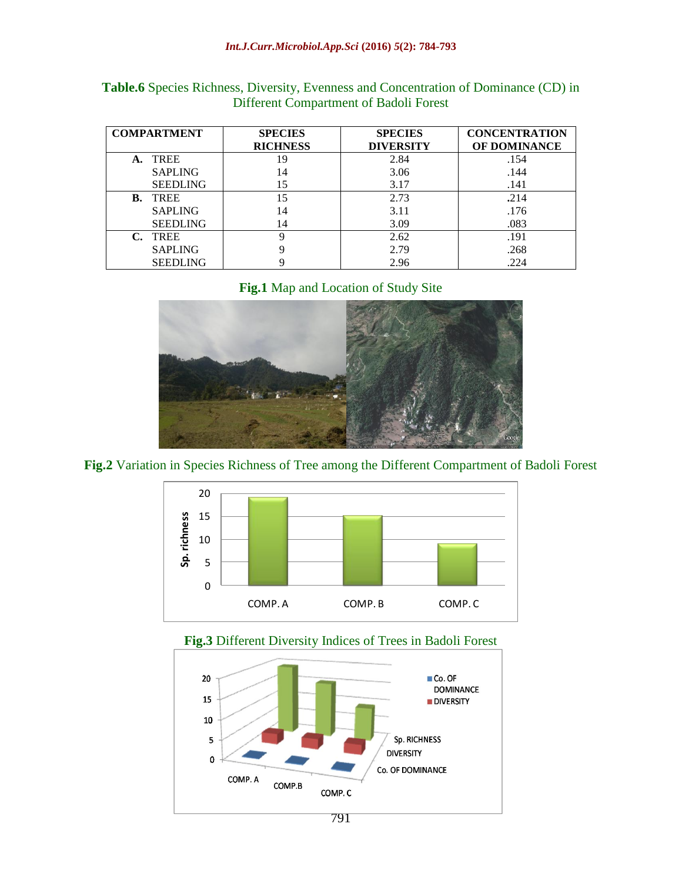**Table.6** Species Richness, Diversity, Evenness and Concentration of Dominance (CD) in Different Compartment of Badoli Forest

| COMPARTMENT | SPECIES RICHNESS | SPECIES DIVERSITY | CONCENTRATION OF DOMINANCE |
|---|---|---|---|
| **A.** TREE | 19 | 2.84 | .154 |
| SAPLING | 14 | 3.06 | .144 |
| SEEDLING | 15 | 3.17 | .141 |
| **B.** TREE | 15 | 2.73 | **.**214 |
| SAPLING | 14 | 3.11 | .176 |
| SEEDLING | 14 | 3.09 | .083 |
| **C.** TREE | 9 | 2.62 | .191 |
| SAPLING | 9 | 2.79 | .268 |
| SEEDLING | 9 | 2.96 | .224 |

**Fig.1** Map and Location of Study Site

**Fig.2** Variation in Species Richness of Tree among the Different Compartment of Badoli Forest

**Fig.3** Different Diversity Indices of Trees in Badoli Forest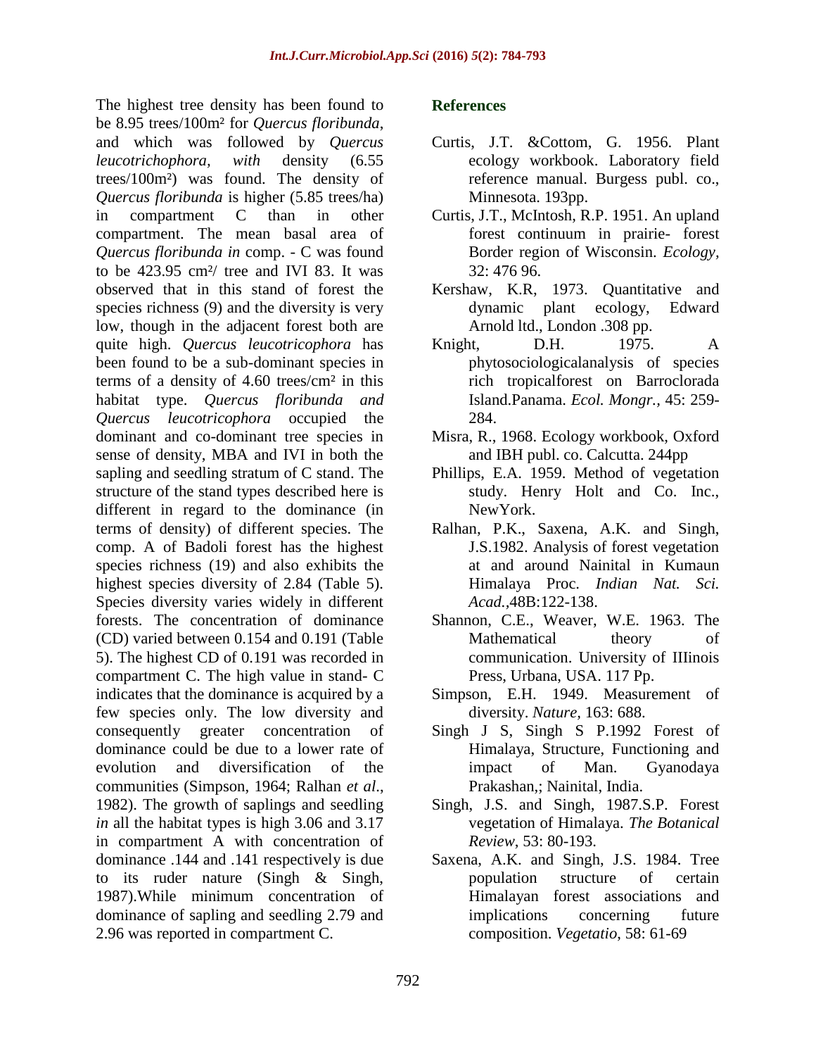The highest tree density has been found to be 8.95 trees/100m² for *Quercus floribunda*, and which was followed by *Quercus leucotrichophora*, *with* density (6.55 trees/100m²) was found. The density of *Quercus floribunda* is higher (5.85 trees/ha) in compartment C than in other compartment. The mean basal area of *Quercus floribunda in* comp. - C was found to be 423.95 cm²/ tree and IVI 83. It was observed that in this stand of forest the species richness (9) and the diversity is very low, though in the adjacent forest both are quite high. *Quercus leucotricophora* has been found to be a sub-dominant species in terms of a density of 4.60 trees/cm² in this habitat type. *Quercus floribunda and Quercus leucotricophora* occupied the dominant and co-dominant tree species in sense of density, MBA and IVI in both the sapling and seedling stratum of C stand. The structure of the stand types described here is different in regard to the dominance (in terms of density) of different species. The comp. A of Badoli forest has the highest species richness (19) and also exhibits the highest species diversity of 2.84 (Table 5). Species diversity varies widely in different forests. The concentration of dominance (CD) varied between 0.154 and 0.191 (Table 5). The highest CD of 0.191 was recorded in compartment C. The high value in stand- C indicates that the dominance is acquired by a few species only. The low diversity and consequently greater concentration of dominance could be due to a lower rate of evolution and diversification of the communities (Simpson, 1964; Ralhan *et al*., 1982). The growth of saplings and seedling *in* all the habitat types is high 3.06 and 3.17 in compartment A with concentration of dominance .144 and .141 respectively is due to its ruder nature (Singh & Singh, 1987).While minimum concentration of dominance of sapling and seedling 2.79 and 2.96 was reported in compartment C.

## References

- Curtis, J.T. &Cottom, G. 1956. Plant ecology workbook. Laboratory field reference manual. Burgess publ. co., Minnesota. 193pp.
- Curtis, J.T., McIntosh, R.P. 1951. An upland forest continuum in prairie- forest Border region of Wisconsin. *Ecology*, 32: 476 96.
- Kershaw, K.R, 1973. Quantitative and dynamic plant ecology, Edward Arnold ltd., London .308 pp.
- Knight, D.H. 1975. A phytosociologicalanalysis of species rich tropicalforest on Barroclorada Island.Panama. *Ecol. Mongr.*, 45: 259-284.
- Misra, R., 1968. Ecology workbook, Oxford and IBH publ. co. Calcutta. 244pp
- Phillips, E.A. 1959. Method of vegetation study. Henry Holt and Co. Inc., NewYork.
- Ralhan, P.K., Saxena, A.K. and Singh, J.S.1982. Analysis of forest vegetation at and around Nainital in Kumaun Himalaya Proc. *Indian Nat. Sci. Acad.*,48B:122-138.
- Shannon, C.E., Weaver, W.E. 1963. The Mathematical theory of communication. University of IIIinois Press, Urbana, USA. 117 Pp.
- Simpson, E.H. 1949. Measurement of diversity. *Nature*, 163: 688.
- Singh J S, Singh S P.1992 Forest of Himalaya, Structure, Functioning and impact of Man. Gyanodaya Prakashan,; Nainital, India.
- Singh, J.S. and Singh, 1987.S.P. Forest vegetation of Himalaya. *The Botanical Review*, 53: 80-193.
- Saxena, A.K. and Singh, J.S. 1984. Tree population structure of certain Himalayan forest associations and implications concerning future composition. *Vegetatio*, 58: 61-69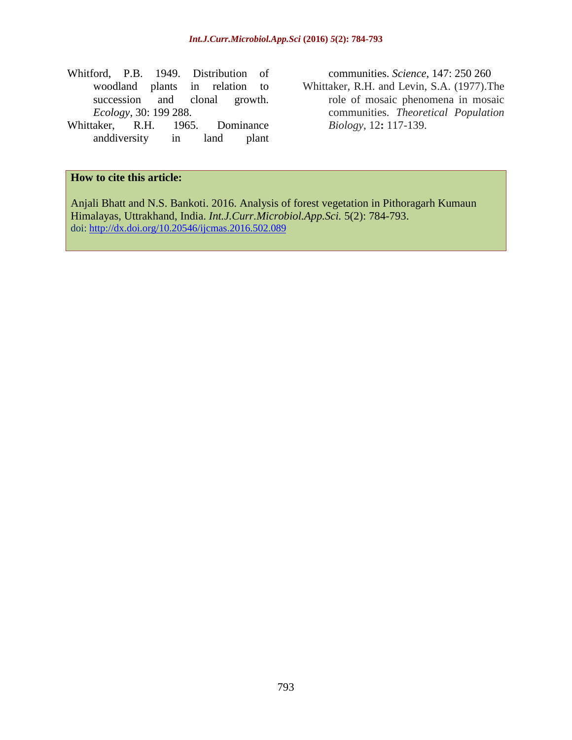Whitford, P.B. 1949. Distribution of woodland plants in relation to succession and clonal growth. *Ecology*, 30: 199 288.

Whittaker, R.H. 1965. Dominance anddiversity in land plant communities. *Science*, 147: 250 260

Whittaker, R.H. and Levin, S.A. (1977).The role of mosaic phenomena in mosaic communities. *Theoretical Population Biology*, 12**:** 117-139.

**How to cite this article:**

Anjali Bhatt and N.S. Bankoti. 2016. Analysis of forest vegetation in Pithoragarh Kumaun Himalayas, Uttrakhand, India. *Int.J.Curr.Microbiol.App.Sci.* 5(2): 784-793.
doi: http://dx.doi.org/10.20546/ijcmas.2016.502.089